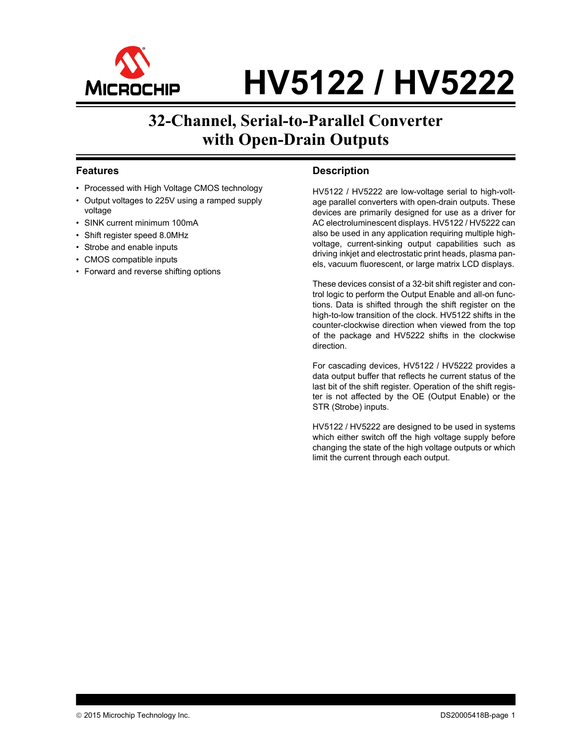# HV5122 / HV5222

## 32-Channel, Serial-to-Parallel Converter with Open-Drain Outputs

### Features

- Processed with High Voltage CMOS technology
- Output voltages to 225V using a ramped supply voltage
- SINK current minimum 100mA
- Shift register speed 8.0MHz
- Strobe and enable inputs
- CMOS compatible inputs
- Forward and reverse shifting options

### Description

HV5122 / HV5222 are low-voltage serial to high-voltage parallel converters with open-drain outputs. These devices are primarily designed for use as a driver for AC electroluminescent displays. HV5122 / HV5222 can also be used in any application requiring multiple high-voltage, current-sinking output capabilities such as driving inkjet and electrostatic print heads, plasma panels, vacuum fluorescent, or large matrix LCD displays.

These devices consist of a 32-bit shift register and control logic to perform the Output Enable and all-on functions. Data is shifted through the shift register on the high-to-low transition of the clock. HV5122 shifts in the counter-clockwise direction when viewed from the top of the package and HV5222 shifts in the clockwise direction.

For cascading devices, HV5122 / HV5222 provides a data output buffer that reflects he current status of the last bit of the shift register. Operation of the shift register is not affected by the OE (Output Enable) or the STR (Strobe) inputs.

HV5122 / HV5222 are designed to be used in systems which either switch off the high voltage supply before changing the state of the high voltage outputs or which limit the current through each output.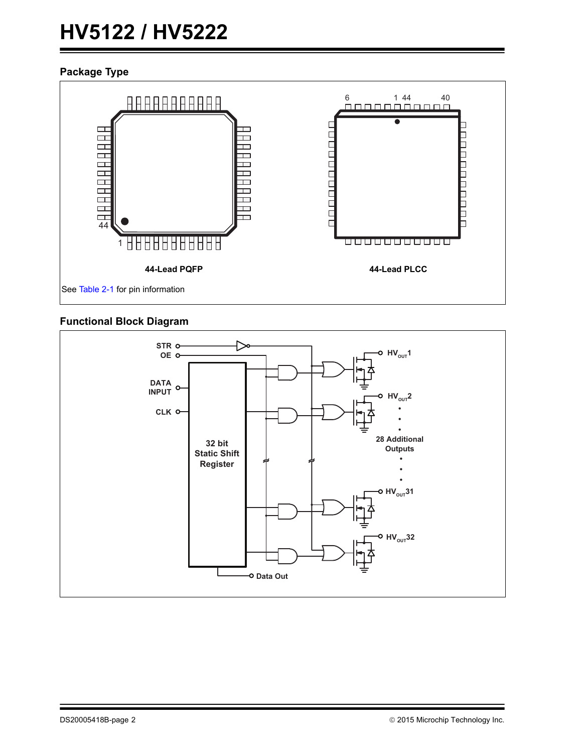## Package Type

44-Lead PQFP

44-Lead PLCC

See Table 2-1 for pin information

## Functional Block Diagram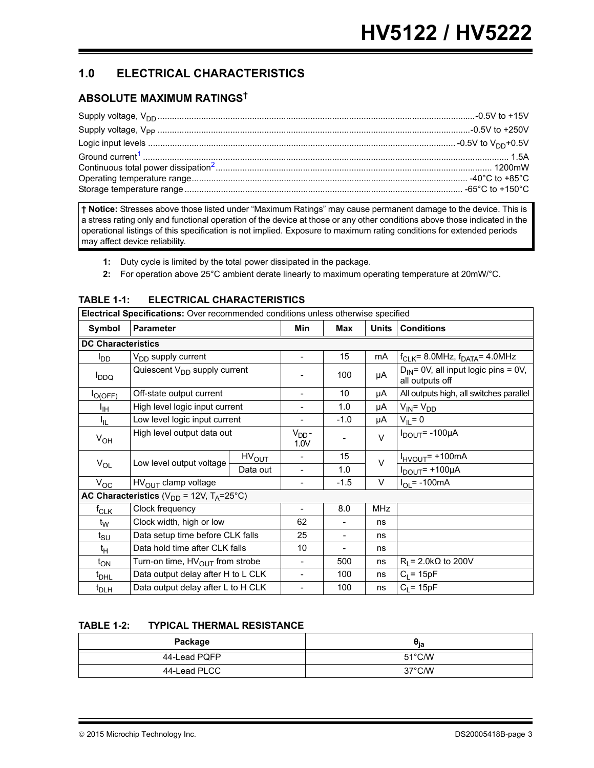## 1.0 ELECTRICAL CHARACTERISTICS

### ABSOLUTE MAXIMUM RATINGS†

Supply voltage, $V_{DD}$ .......... -0.5V to +15V
Supply voltage, $V_{PP}$ .......... -0.5V to +250V
Logic input levels .......... -0.5V to $V_{DD}$+0.5V
Ground current[1] .......... 1.5A
Continuous total power dissipation[2] .......... 1200mW
Operating temperature range .......... -40°C to +85°C
Storage temperature range .......... -65°C to +150°C

**† Notice:** Stresses above those listed under “Maximum Ratings” may cause permanent damage to the device. This is a stress rating only and functional operation of the device at those or any other conditions above those indicated in the operational listings of this specification is not implied. Exposure to maximum rating conditions for extended periods may affect device reliability.

**1:** Duty cycle is limited by the total power dissipated in the package.

**2:** For operation above 25°C ambient derate linearly to maximum operating temperature at 20mW/°C.

**TABLE 1-1: ELECTRICAL CHARACTERISTICS**

| Electrical Specifications: Over recommended conditions unless otherwise specified | | | | | | |
|---|---|---|---|---|---|---|
| **Symbol** | **Parameter** | | **Min** | **Max** | **Units** | **Conditions** |
| **DC Characteristics** | | | | | | |
| $I_{DD}$ | $V_{DD}$ supply current | | - | 15 | mA | $f_{CLK}$= 8.0MHz, $f_{DATA}$= 4.0MHz |
| $I_{DDQ}$ | Quiescent $V_{DD}$ supply current | | - | 100 | µA | $D_{IN}$= 0V, all input logic pins = 0V, all outputs off |
| $I_{O(OFF)}$ | Off-state output current | | - | 10 | µA | All outputs high, all switches parallel |
| $I_{IH}$ | High level logic input current | | - | 1.0 | µA | $V_{IN}$= $V_{DD}$ |
| $I_{IL}$ | Low level logic input current | | - | -1.0 | µA | $V_{IL}$= 0 |
| $V_{OH}$ | High level output data out | | $V_{DD}$ - 1.0V | - | V | $I_{DOUT}$= -100µA |
| $V_{OL}$ | Low level output voltage | $HV_{OUT}$ | - | 15 | V | $I_{HVOUT}$= +100mA |
| | | Data out | - | 1.0 | | $I_{DOUT}$= +100µA |
| $V_{OC}$ | $HV_{OUT}$ clamp voltage | | - | -1.5 | V | $I_{OL}$= -100mA |
| **AC Characteristics** ($V_{DD}$ = 12V, $T_A$=25°C) | | | | | | |
| $f_{CLK}$ | Clock frequency | | - | 8.0 | MHz | |
| $t_W$ | Clock width, high or low | | 62 | - | ns | |
| $t_{SU}$ | Data setup time before CLK falls | | 25 | - | ns | |
| $t_H$ | Data hold time after CLK falls | | 10 | - | ns | |
| $t_{ON}$ | Turn-on time, $HV_{OUT}$ from strobe | | - | 500 | ns | $R_L$= 2.0kΩ to 200V |
| $t_{DHL}$ | Data output delay after H to L CLK | | - | 100 | ns | $C_L$= 15pF |
| $t_{DLH}$ | Data output delay after L to H CLK | | - | 100 | ns | $C_L$= 15pF |

**TABLE 1-2: TYPICAL THERMAL RESISTANCE**

| Package | $\theta_{ja}$ |
|---|---|
| 44-Lead PQFP | 51°C/W |
| 44-Lead PLCC | 37°C/W |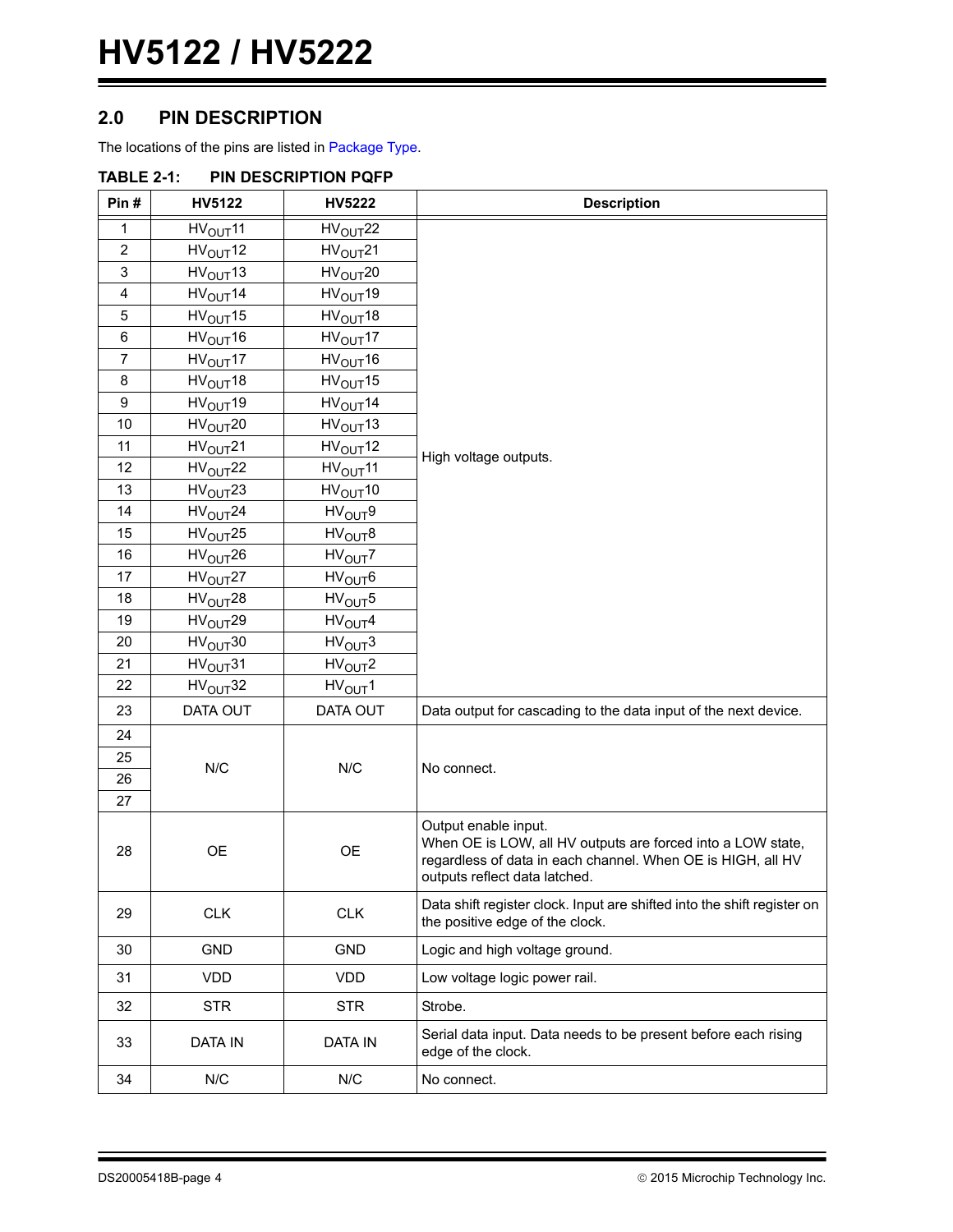## 2.0 PIN DESCRIPTION

The locations of the pins are listed in Package Type.

**TABLE 2-1: PIN DESCRIPTION PQFP**

| Pin # | HV5122 | HV5222 | Description |
|---|---|---|---|
| 1 | $HV_{OUT}11$ | $HV_{OUT}22$ | High voltage outputs. |
| 2 | $HV_{OUT}12$ | $HV_{OUT}21$ | |
| 3 | $HV_{OUT}13$ | $HV_{OUT}20$ | |
| 4 | $HV_{OUT}14$ | $HV_{OUT}19$ | |
| 5 | $HV_{OUT}15$ | $HV_{OUT}18$ | |
| 6 | $HV_{OUT}16$ | $HV_{OUT}17$ | |
| 7 | $HV_{OUT}17$ | $HV_{OUT}16$ | |
| 8 | $HV_{OUT}18$ | $HV_{OUT}15$ | |
| 9 | $HV_{OUT}19$ | $HV_{OUT}14$ | |
| 10 | $HV_{OUT}20$ | $HV_{OUT}13$ | |
| 11 | $HV_{OUT}21$ | $HV_{OUT}12$ | |
| 12 | $HV_{OUT}22$ | $HV_{OUT}11$ | |
| 13 | $HV_{OUT}23$ | $HV_{OUT}10$ | |
| 14 | $HV_{OUT}24$ | $HV_{OUT}9$ | |
| 15 | $HV_{OUT}25$ | $HV_{OUT}8$ | |
| 16 | $HV_{OUT}26$ | $HV_{OUT}7$ | |
| 17 | $HV_{OUT}27$ | $HV_{OUT}6$ | |
| 18 | $HV_{OUT}28$ | $HV_{OUT}5$ | |
| 19 | $HV_{OUT}29$ | $HV_{OUT}4$ | |
| 20 | $HV_{OUT}30$ | $HV_{OUT}3$ | |
| 21 | $HV_{OUT}31$ | $HV_{OUT}2$ | |
| 22 | $HV_{OUT}32$ | $HV_{OUT}1$ | |
| 23 | DATA OUT | DATA OUT | Data output for cascading to the data input of the next device. |
| 24 | N/C | N/C | No connect. |
| 25 | | | |
| 26 | | | |
| 27 | | | |
| 28 | OE | OE | Output enable input. When OE is LOW, all HV outputs are forced into a LOW state, regardless of data in each channel. When OE is HIGH, all HV outputs reflect data latched. |
| 29 | CLK | CLK | Data shift register clock. Input are shifted into the shift register on the positive edge of the clock. |
| 30 | GND | GND | Logic and high voltage ground. |
| 31 | VDD | VDD | Low voltage logic power rail. |
| 32 | STR | STR | Strobe. |
| 33 | DATA IN | DATA IN | Serial data input. Data needs to be present before each rising edge of the clock. |
| 34 | N/C | N/C | No connect. |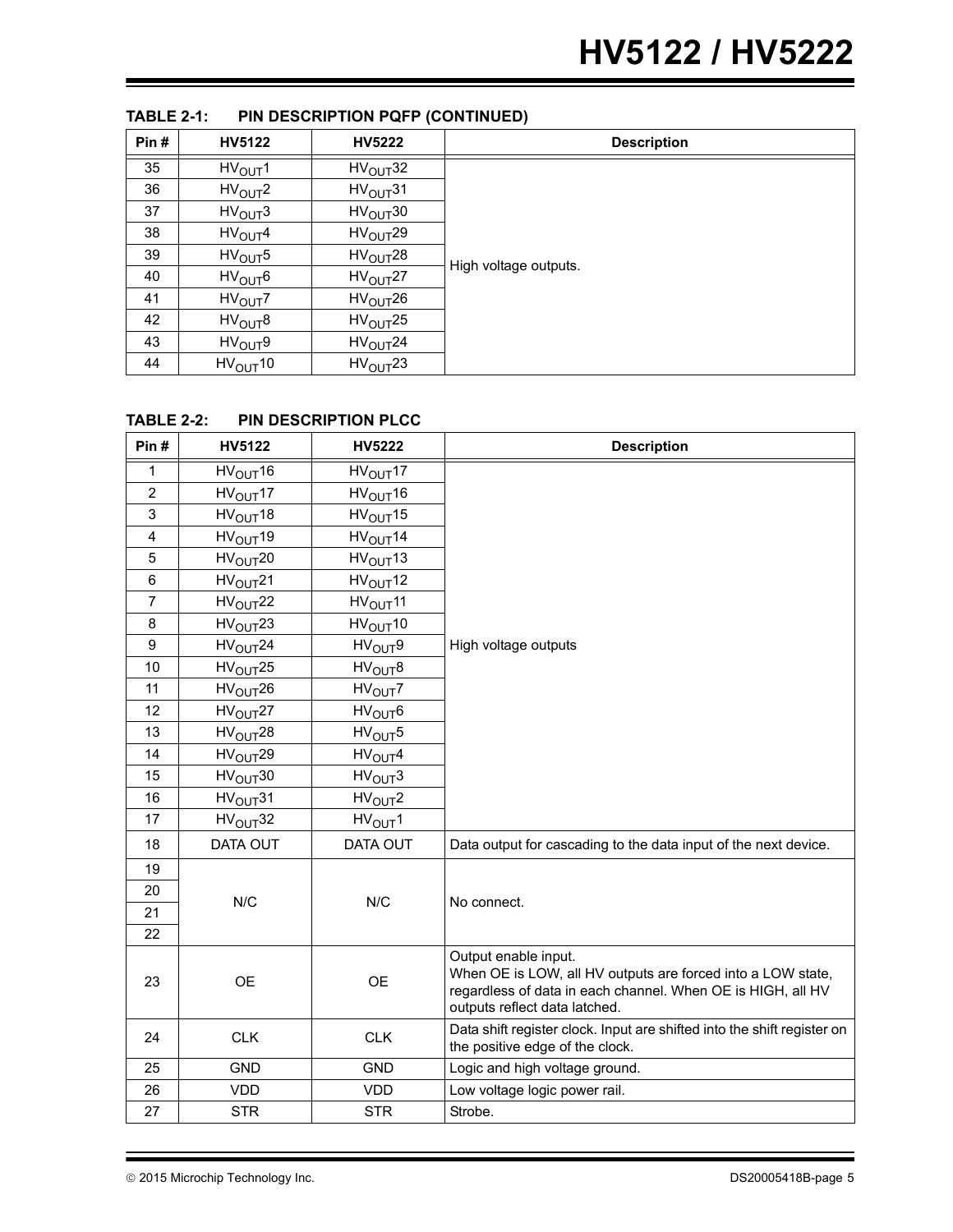**TABLE 2-1: PIN DESCRIPTION PQFP (CONTINUED)**

| Pin # | HV5122 | HV5222 | Description |
|---|---|---|---|
| 35 | $HV_{OUT}1$ | $HV_{OUT}32$ | High voltage outputs. |
| 36 | $HV_{OUT}2$ | $HV_{OUT}31$ | |
| 37 | $HV_{OUT}3$ | $HV_{OUT}30$ | |
| 38 | $HV_{OUT}4$ | $HV_{OUT}29$ | |
| 39 | $HV_{OUT}5$ | $HV_{OUT}28$ | |
| 40 | $HV_{OUT}6$ | $HV_{OUT}27$ | |
| 41 | $HV_{OUT}7$ | $HV_{OUT}26$ | |
| 42 | $HV_{OUT}8$ | $HV_{OUT}25$ | |
| 43 | $HV_{OUT}9$ | $HV_{OUT}24$ | |
| 44 | $HV_{OUT}10$ | $HV_{OUT}23$ | |

**TABLE 2-2: PIN DESCRIPTION PLCC**

| Pin # | HV5122 | HV5222 | Description |
|---|---|---|---|
| 1 | $HV_{OUT}16$ | $HV_{OUT}17$ | High voltage outputs |
| 2 | $HV_{OUT}17$ | $HV_{OUT}16$ | |
| 3 | $HV_{OUT}18$ | $HV_{OUT}15$ | |
| 4 | $HV_{OUT}19$ | $HV_{OUT}14$ | |
| 5 | $HV_{OUT}20$ | $HV_{OUT}13$ | |
| 6 | $HV_{OUT}21$ | $HV_{OUT}12$ | |
| 7 | $HV_{OUT}22$ | $HV_{OUT}11$ | |
| 8 | $HV_{OUT}23$ | $HV_{OUT}10$ | |
| 9 | $HV_{OUT}24$ | $HV_{OUT}9$ | |
| 10 | $HV_{OUT}25$ | $HV_{OUT}8$ | |
| 11 | $HV_{OUT}26$ | $HV_{OUT}7$ | |
| 12 | $HV_{OUT}27$ | $HV_{OUT}6$ | |
| 13 | $HV_{OUT}28$ | $HV_{OUT}5$ | |
| 14 | $HV_{OUT}29$ | $HV_{OUT}4$ | |
| 15 | $HV_{OUT}30$ | $HV_{OUT}3$ | |
| 16 | $HV_{OUT}31$ | $HV_{OUT}2$ | |
| 17 | $HV_{OUT}32$ | $HV_{OUT}1$ | |
| 18 | DATA OUT | DATA OUT | Data output for cascading to the data input of the next device. |
| 19 | N/C | N/C | No connect. |
| 20 | | | |
| 21 | | | |
| 22 | | | |
| 23 | OE | OE | Output enable input. When OE is LOW, all HV outputs are forced into a LOW state, regardless of data in each channel. When OE is HIGH, all HV outputs reflect data latched. |
| 24 | CLK | CLK | Data shift register clock. Input are shifted into the shift register on the positive edge of the clock. |
| 25 | GND | GND | Logic and high voltage ground. |
| 26 | VDD | VDD | Low voltage logic power rail. |
| 27 | STR | STR | Strobe. |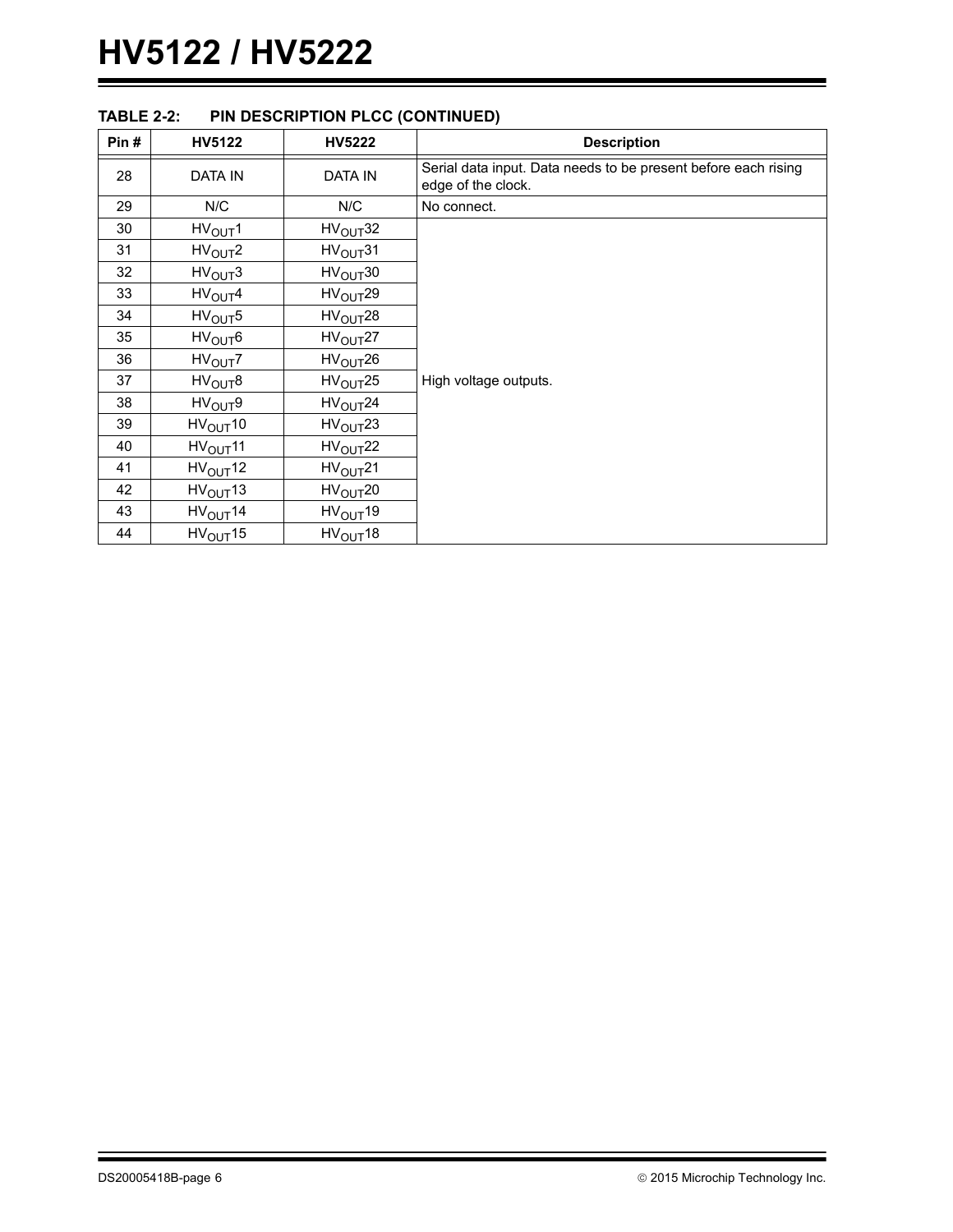**TABLE 2-2: PIN DESCRIPTION PLCC (CONTINUED)**

| Pin # | HV5122 | HV5222 | Description |
|---|---|---|---|
| 28 | DATA IN | DATA IN | Serial data input. Data needs to be present before each rising edge of the clock. |
| 29 | N/C | N/C | No connect. |
| 30 | $HV_{OUT}1$ | $HV_{OUT}32$ | High voltage outputs. |
| 31 | $HV_{OUT}2$ | $HV_{OUT}31$ | |
| 32 | $HV_{OUT}3$ | $HV_{OUT}30$ | |
| 33 | $HV_{OUT}4$ | $HV_{OUT}29$ | |
| 34 | $HV_{OUT}5$ | $HV_{OUT}28$ | |
| 35 | $HV_{OUT}6$ | $HV_{OUT}27$ | |
| 36 | $HV_{OUT}7$ | $HV_{OUT}26$ | |
| 37 | $HV_{OUT}8$ | $HV_{OUT}25$ | |
| 38 | $HV_{OUT}9$ | $HV_{OUT}24$ | |
| 39 | $HV_{OUT}10$ | $HV_{OUT}23$ | |
| 40 | $HV_{OUT}11$ | $HV_{OUT}22$ | |
| 41 | $HV_{OUT}12$ | $HV_{OUT}21$ | |
| 42 | $HV_{OUT}13$ | $HV_{OUT}20$ | |
| 43 | $HV_{OUT}14$ | $HV_{OUT}19$ | |
| 44 | $HV_{OUT}15$ | $HV_{OUT}18$ | |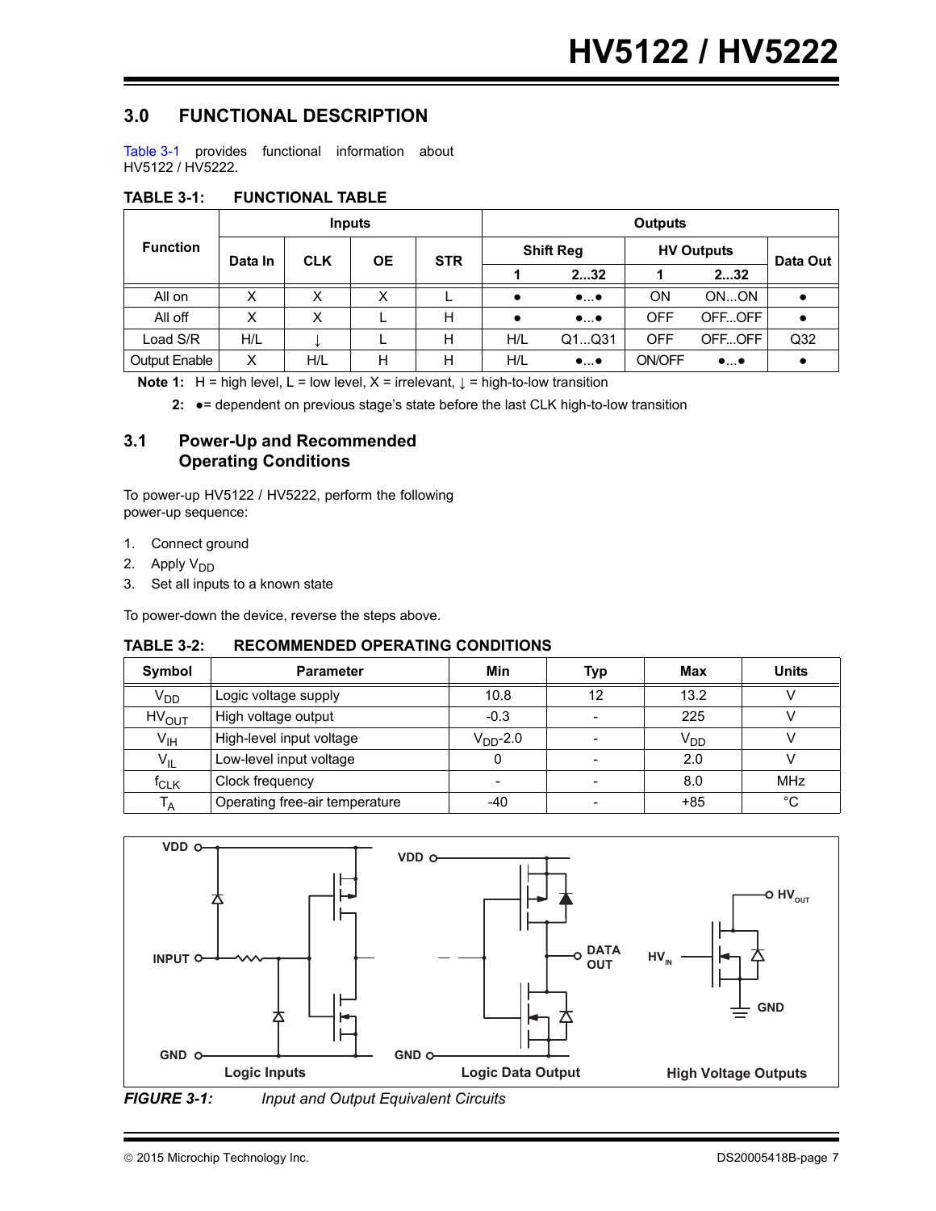## 3.0 FUNCTIONAL DESCRIPTION

Table 3-1 provides functional information about HV5122 / HV5222.

**TABLE 3-1: FUNCTIONAL TABLE**

| Function | Inputs | | | | Outputs | | | | |
|---|---|---|---|---|---|---|---|---|---|
| | Data In | CLK | OE | STR | Shift Reg | | HV Outputs | | Data Out |
| | | | | | 1 | 2...32 | 1 | 2...32 | |
| All on | X | X | X | L | ● | ●...● | ON | ON...ON | ● |
| All off | X | X | L | H | ● | ●...● | OFF | OFF...OFF | ● |
| Load S/R | H/L | ↓ | L | H | H/L | Q1...Q31 | OFF | OFF...OFF | Q32 |
| Output Enable | X | H/L | H | H | H/L | ●...● | ON/OFF | ●...● | ● |

**Note 1:** H = high level, L = low level, X = irrelevant, ↓ = high-to-low transition

**2:** ●= dependent on previous stage's state before the last CLK high-to-low transition

## 3.1 Power-Up and Recommended Operating Conditions

To power-up HV5122 / HV5222, perform the following power-up sequence:

1. Connect ground
2. Apply $V_{DD}$
3. Set all inputs to a known state

To power-down the device, reverse the steps above.

**TABLE 3-2: RECOMMENDED OPERATING CONDITIONS**

| Symbol | Parameter | Min | Typ | Max | Units |
|---|---|---|---|---|---|
| $V_{DD}$ | Logic voltage supply | 10.8 | 12 | 13.2 | V |
| $HV_{OUT}$ | High voltage output | -0.3 | - | 225 | V |
| $V_{IH}$ | High-level input voltage | $V_{DD}$-2.0 | - | $V_{DD}$ | V |
| $V_{IL}$ | Low-level input voltage | 0 | - | 2.0 | V |
| $f_{CLK}$ | Clock frequency | - | - | 8.0 | MHz |
| $T_A$ | Operating free-air temperature | -40 | - | +85 | °C |

VDD, INPUT, GND — Logic Inputs; VDD, DATA OUT, GND — Logic Data Output; $HV_{OUT}$, $HV_{IN}$, GND — High Voltage Outputs

*FIGURE 3-1: Input and Output Equivalent Circuits*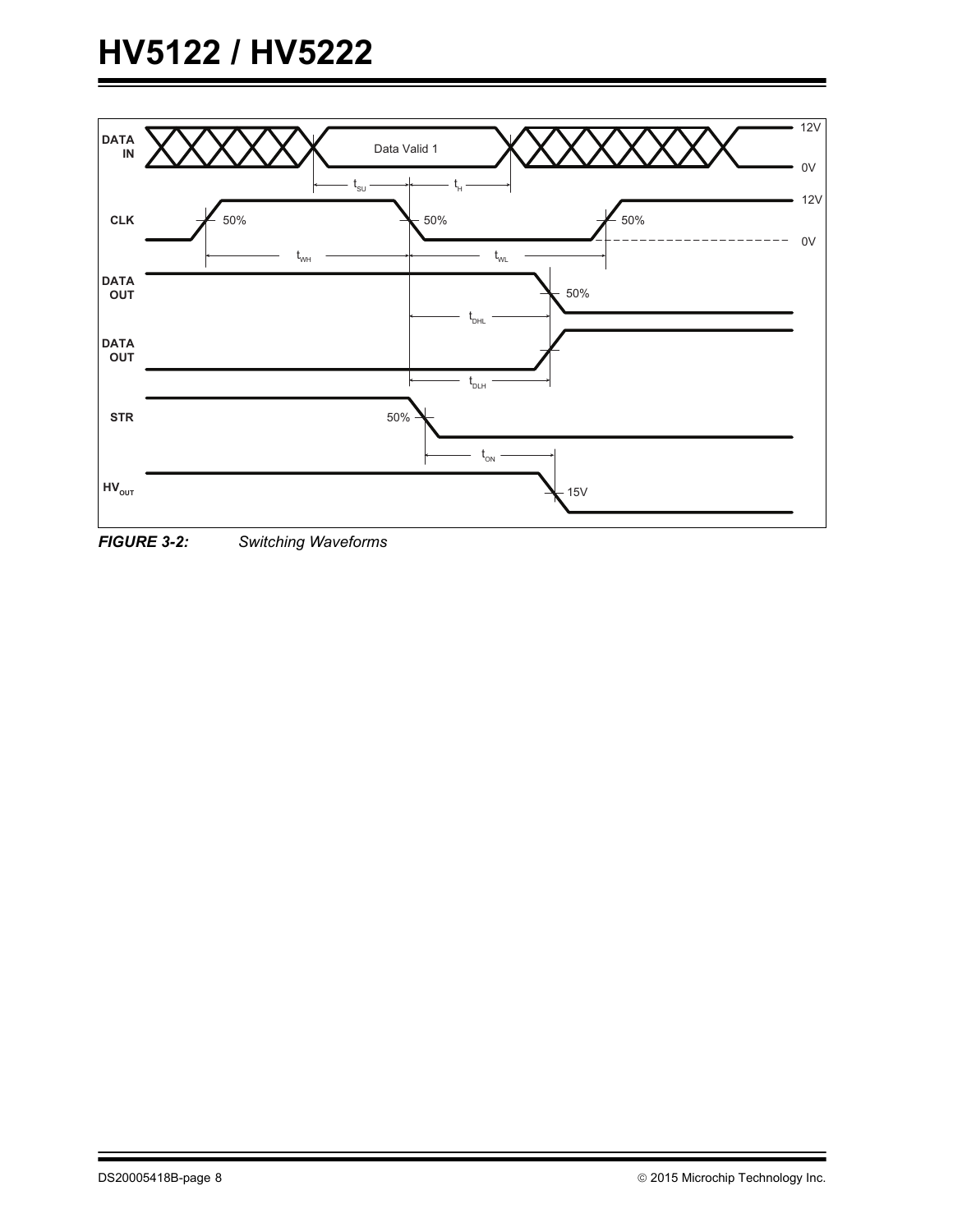**FIGURE 3-2:** *Switching Waveforms*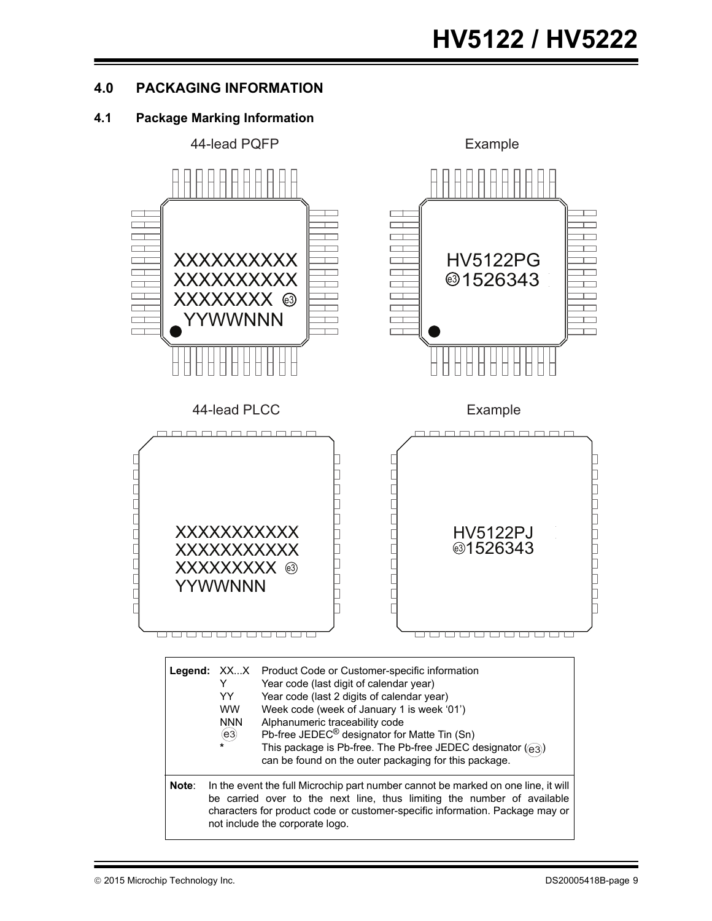## 4.0 PACKAGING INFORMATION

### 4.1 Package Marking Information

44-lead PQFP

XXXXXXXXXX
XXXXXXXXXX
XXXXXXXX (e3)
YYWWNNN

Example

HV5122PG
(e3)1526343

44-lead PLCC

XXXXXXXXXXX
XXXXXXXXXXX
XXXXXXXXX (e3)
YYWWNNN

Example

HV5122PJ
(e3)1526343

| Legend: | | |
|---|---|---|
| | XX...X | Product Code or Customer-specific information |
| | Y | Year code (last digit of calendar year) |
| | YY | Year code (last 2 digits of calendar year) |
| | WW | Week code (week of January 1 is week '01') |
| | NNN | Alphanumeric traceability code |
| | (e3) | Pb-free JEDEC® designator for Matte Tin (Sn) |
| | * | This package is Pb-free. The Pb-free JEDEC designator ((e3)) can be found on the outer packaging for this package. |

**Note**: In the event the full Microchip part number cannot be marked on one line, it will be carried over to the next line, thus limiting the number of available characters for product code or customer-specific information. Package may or not include the corporate logo.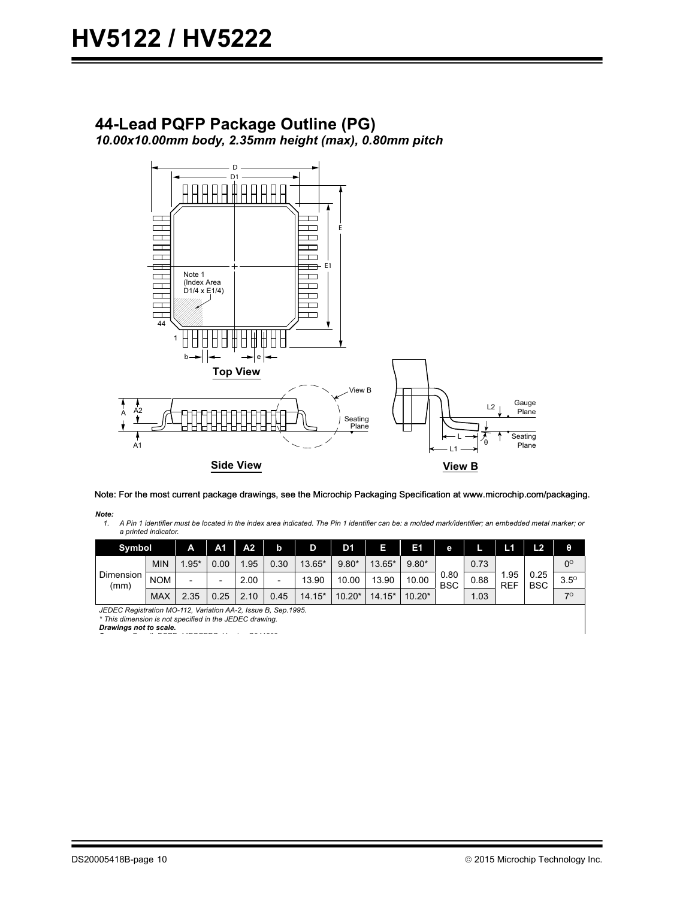## 44-Lead PQFP Package Outline (PG)

***10.00x10.00mm body, 2.35mm height (max), 0.80mm pitch***

**Top View**

**Side View**

**View B**

Note: For the most current package drawings, see the Microchip Packaging Specification at www.microchip.com/packaging.

***Note:***

1. *A Pin 1 identifier must be located in the index area indicated. The Pin 1 identifier can be: a molded mark/identifier; an embedded metal marker; or a printed indicator.*

| Symbol | | A | A1 | A2 | b | D | D1 | E | E1 | e | L | L1 | L2 | θ |
|---|---|---|---|---|---|---|---|---|---|---|---|---|---|---|
| Dimension (mm) | MIN | 1.95* | 0.00 | 1.95 | 0.30 | 13.65* | 9.80* | 13.65* | 9.80* | 0.80 BSC | 0.73 | 1.95 REF | 0.25 BSC | 0° |
| | NOM | - | - | 2.00 | - | 13.90 | 10.00 | 13.90 | 10.00 | | 0.88 | | | 3.5° |
| | MAX | 2.35 | 0.25 | 2.10 | 0.45 | 14.15* | 10.20* | 14.15* | 10.20* | | 1.03 | | | 7° |

*JEDEC Registration MO-112, Variation AA-2, Issue B, Sep.1995.*
*\* This dimension is not specified in the JEDEC drawing.*
***Drawings not to scale.***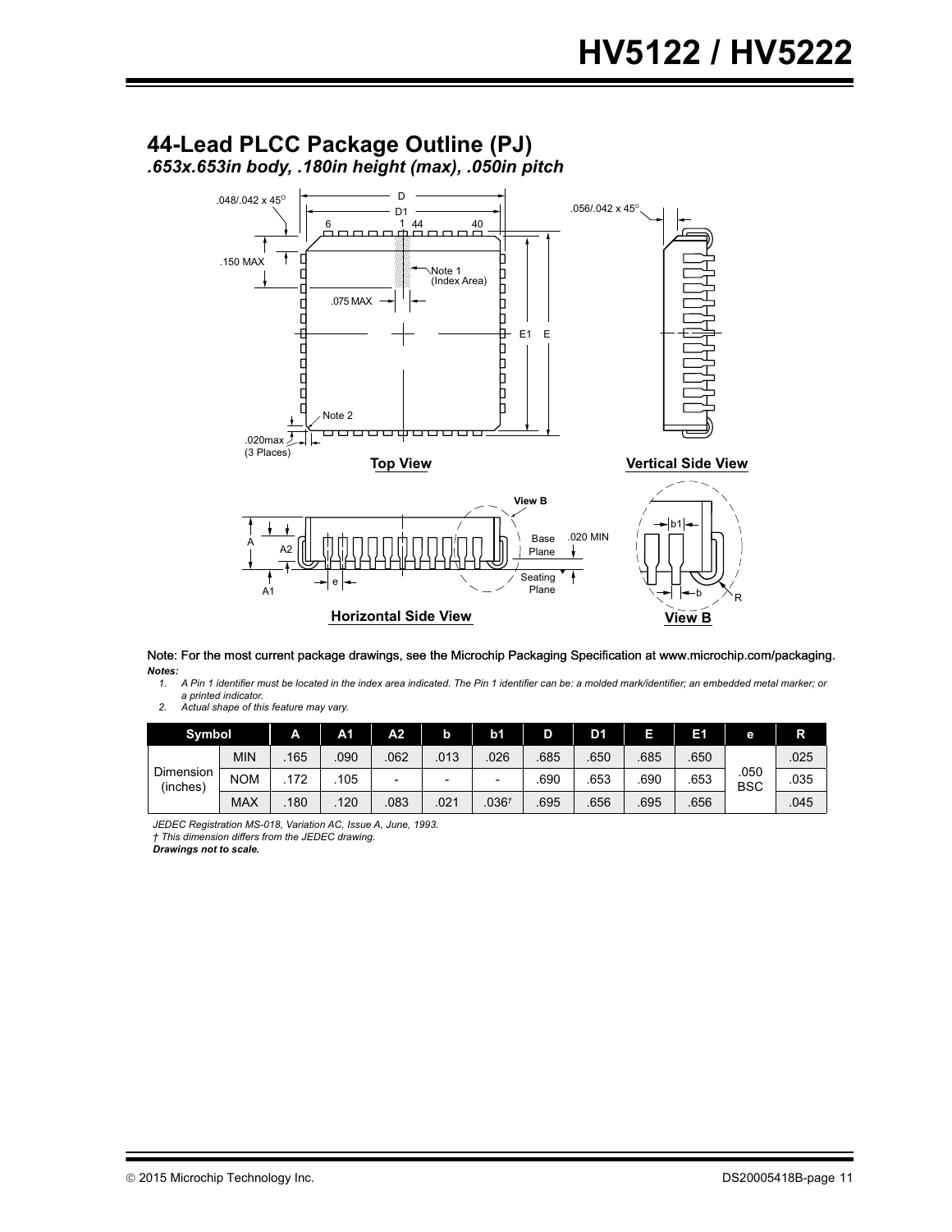## 44-Lead PLCC Package Outline (PJ)

*.653x.653in body, .180in height (max), .050in pitch*

Note: For the most current package drawings, see the Microchip Packaging Specification at www.microchip.com/packaging.

***Notes:***

1. *A Pin 1 identifier must be located in the index area indicated. The Pin 1 identifier can be: a molded mark/identifier; an embedded metal marker; or a printed indicator.*
2. *Actual shape of this feature may vary.*

| Symbol | | A | A1 | A2 | b | b1 | D | D1 | E | E1 | e | R |
|---|---|---|---|---|---|---|---|---|---|---|---|---|
| Dimension (inches) | MIN | .165 | .090 | .062 | .013 | .026 | .685 | .650 | .685 | .650 | .050 BSC | .025 |
| | NOM | .172 | .105 | - | - | - | .690 | .653 | .690 | .653 | | .035 |
| | MAX | .180 | .120 | .083 | .021 | .036† | .695 | .656 | .695 | .656 | | .045 |

*JEDEC Registration MS-018, Variation AC, Issue A, June, 1993.*
*† This dimension differs from the JEDEC drawing.*
***Drawings not to scale.***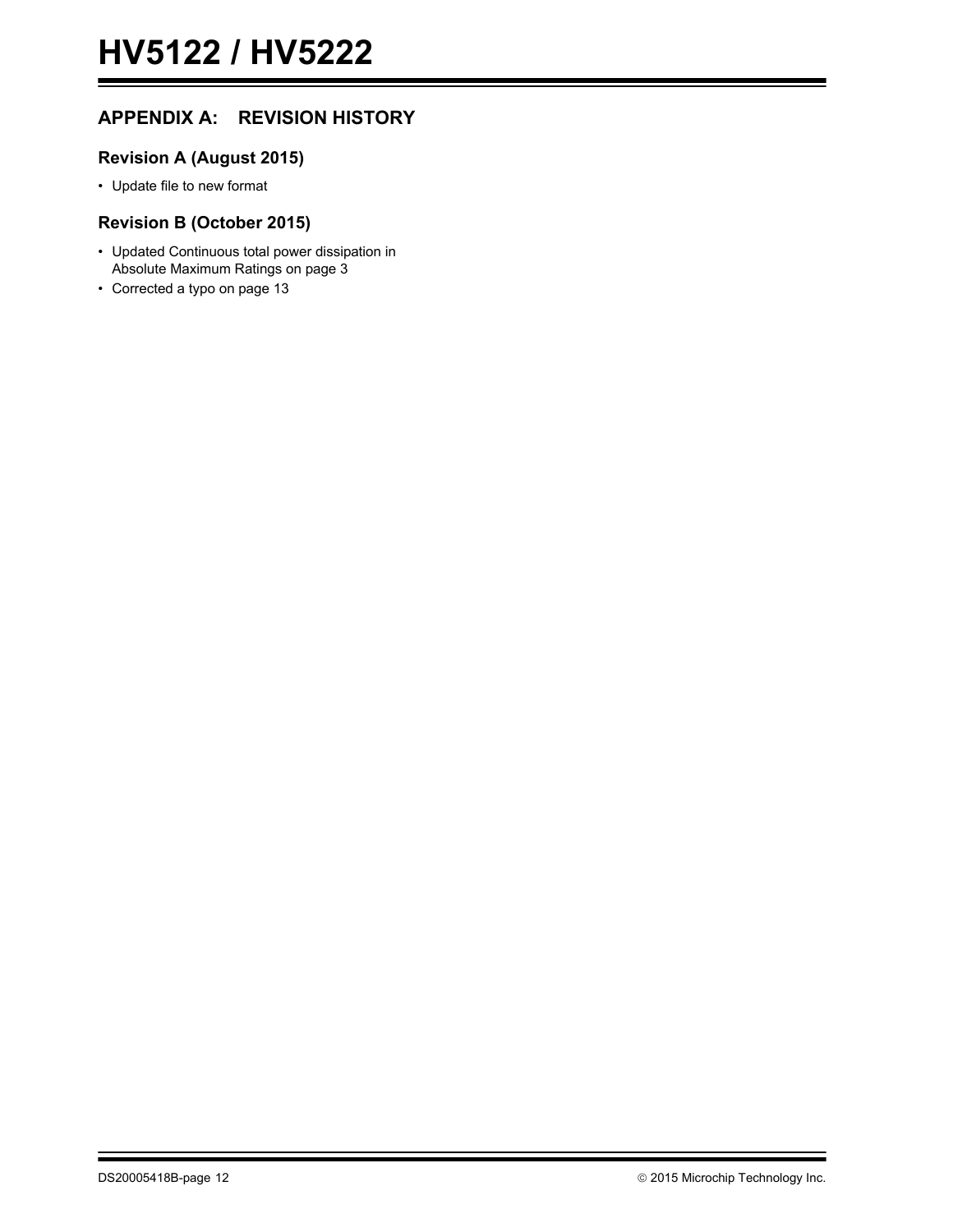## APPENDIX A: REVISION HISTORY

### Revision A (August 2015)

- Update file to new format

### Revision B (October 2015)

- Updated Continuous total power dissipation in Absolute Maximum Ratings on page 3
- Corrected a typo on page 13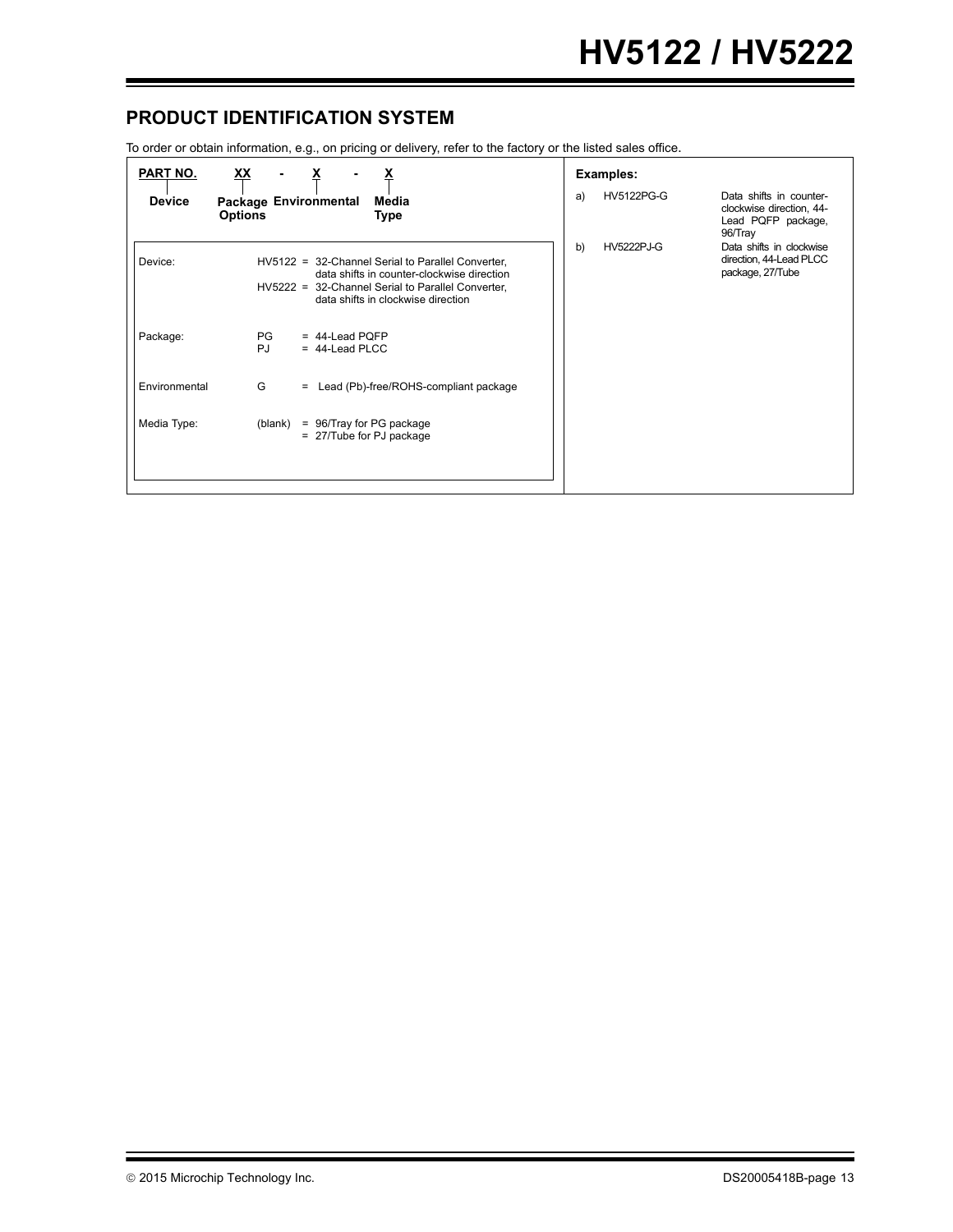## PRODUCT IDENTIFICATION SYSTEM

To order or obtain information, e.g., on pricing or delivery, refer to the factory or the listed sales office.

| PART NO. | XX | - | X | - | X |
|---|---|---|---|---|---|
| Device | Package Options | | Environmental | | Media Type |

| | | |
|---|---|---|
| Device: | HV5122 | = 32-Channel Serial to Parallel Converter, data shifts in counter-clockwise direction |
| | HV5222 | = 32-Channel Serial to Parallel Converter, data shifts in clockwise direction |
| Package: | PG | = 44-Lead PQFP |
| | PJ | = 44-Lead PLCC |
| Environmental | G | = Lead (Pb)-free/ROHS-compliant package |
| Media Type: | (blank) | = 96/Tray for PG package |
| | | = 27/Tube for PJ package |

**Examples:**

| | | |
|---|---|---|
| a) | HV5122PG-G | Data shifts in counter-clockwise direction, 44-Lead PQFP package, 96/Tray |
| b) | HV5222PJ-G | Data shifts in clockwise direction, 44-Lead PLCC package, 27/Tube |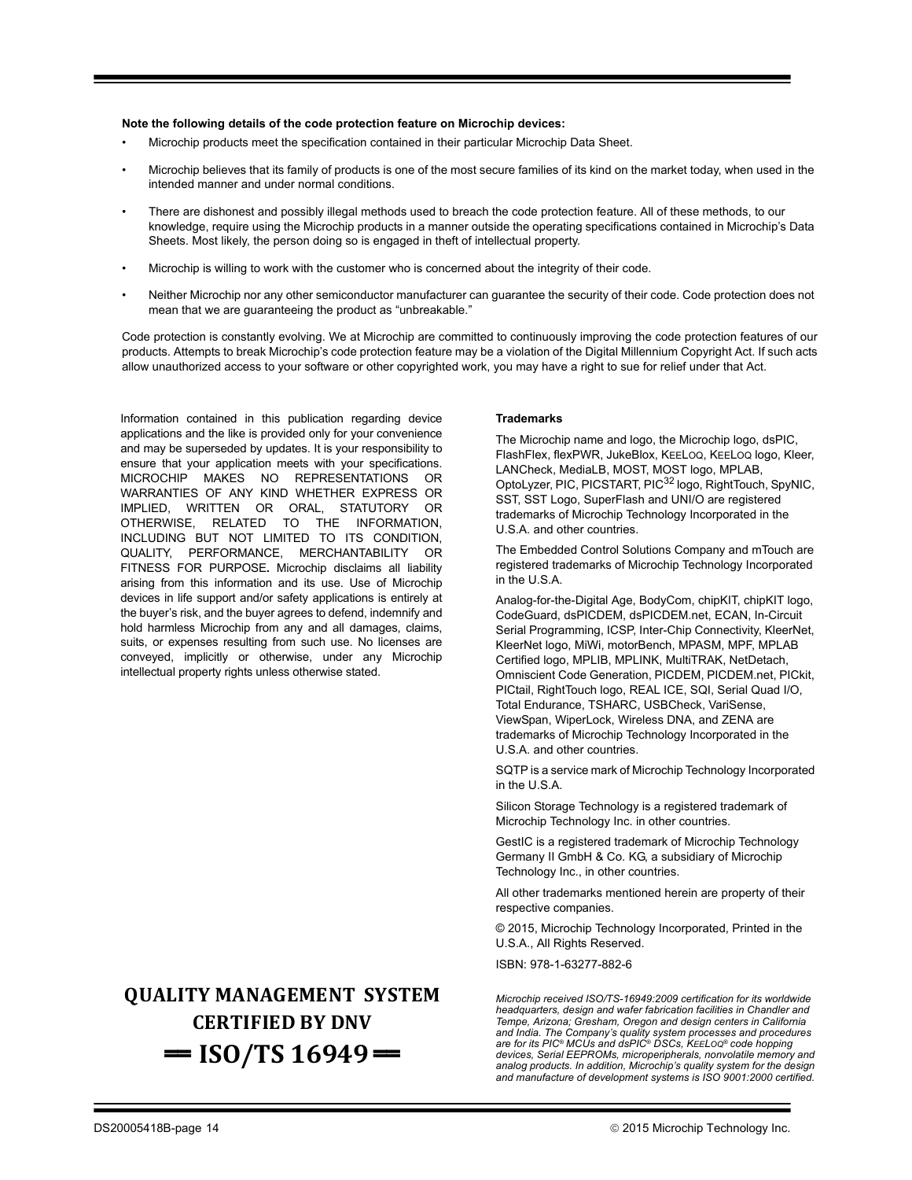**Note the following details of the code protection feature on Microchip devices:**

- Microchip products meet the specification contained in their particular Microchip Data Sheet.
- Microchip believes that its family of products is one of the most secure families of its kind on the market today, when used in the intended manner and under normal conditions.
- There are dishonest and possibly illegal methods used to breach the code protection feature. All of these methods, to our knowledge, require using the Microchip products in a manner outside the operating specifications contained in Microchip's Data Sheets. Most likely, the person doing so is engaged in theft of intellectual property.
- Microchip is willing to work with the customer who is concerned about the integrity of their code.
- Neither Microchip nor any other semiconductor manufacturer can guarantee the security of their code. Code protection does not mean that we are guaranteeing the product as "unbreakable."

Code protection is constantly evolving. We at Microchip are committed to continuously improving the code protection features of our products. Attempts to break Microchip's code protection feature may be a violation of the Digital Millennium Copyright Act. If such acts allow unauthorized access to your software or other copyrighted work, you may have a right to sue for relief under that Act.

Information contained in this publication regarding device applications and the like is provided only for your convenience and may be superseded by updates. It is your responsibility to ensure that your application meets with your specifications. MICROCHIP MAKES NO REPRESENTATIONS OR WARRANTIES OF ANY KIND WHETHER EXPRESS OR IMPLIED, WRITTEN OR ORAL, STATUTORY OR OTHERWISE, RELATED TO THE INFORMATION, INCLUDING BUT NOT LIMITED TO ITS CONDITION, QUALITY, PERFORMANCE, MERCHANTABILITY OR FITNESS FOR PURPOSE**.** Microchip disclaims all liability arising from this information and its use. Use of Microchip devices in life support and/or safety applications is entirely at the buyer's risk, and the buyer agrees to defend, indemnify and hold harmless Microchip from any and all damages, claims, suits, or expenses resulting from such use. No licenses are conveyed, implicitly or otherwise, under any Microchip intellectual property rights unless otherwise stated.

**Trademarks**

The Microchip name and logo, the Microchip logo, dsPIC, FlashFlex, flexPWR, JukeBlox, KEELOQ, KEELOQ logo, Kleer, LANCheck, MediaLB, MOST, MOST logo, MPLAB, OptoLyzer, PIC, PICSTART, PIC32 logo, RightTouch, SpyNIC, SST, SST Logo, SuperFlash and UNI/O are registered trademarks of Microchip Technology Incorporated in the U.S.A. and other countries.

The Embedded Control Solutions Company and mTouch are registered trademarks of Microchip Technology Incorporated in the U.S.A.

Analog-for-the-Digital Age, BodyCom, chipKIT, chipKIT logo, CodeGuard, dsPICDEM, dsPICDEM.net, ECAN, In-Circuit Serial Programming, ICSP, Inter-Chip Connectivity, KleerNet, KleerNet logo, MiWi, motorBench, MPASM, MPF, MPLAB Certified logo, MPLIB, MPLINK, MultiTRAK, NetDetach, Omniscient Code Generation, PICDEM, PICDEM.net, PICkit, PICtail, RightTouch logo, REAL ICE, SQI, Serial Quad I/O, Total Endurance, TSHARC, USBCheck, VariSense, ViewSpan, WiperLock, Wireless DNA, and ZENA are trademarks of Microchip Technology Incorporated in the U.S.A. and other countries.

SQTP is a service mark of Microchip Technology Incorporated in the U.S.A.

Silicon Storage Technology is a registered trademark of Microchip Technology Inc. in other countries.

GestIC is a registered trademark of Microchip Technology Germany II GmbH & Co. KG, a subsidiary of Microchip Technology Inc., in other countries.

All other trademarks mentioned herein are property of their respective companies.

© 2015, Microchip Technology Incorporated, Printed in the U.S.A., All Rights Reserved.

ISBN: 978-1-63277-882-6

**QUALITY MANAGEMENT SYSTEM CERTIFIED BY DNV**

**== ISO/TS 16949 ==**

*Microchip received ISO/TS-16949:2009 certification for its worldwide headquarters, design and wafer fabrication facilities in Chandler and Tempe, Arizona; Gresham, Oregon and design centers in California and India. The Company's quality system processes and procedures are for its PIC® MCUs and dsPIC® DSCs, KEELOQ® code hopping devices, Serial EEPROMs, microperipherals, nonvolatile memory and analog products. In addition, Microchip's quality system for the design and manufacture of development systems is ISO 9001:2000 certified.*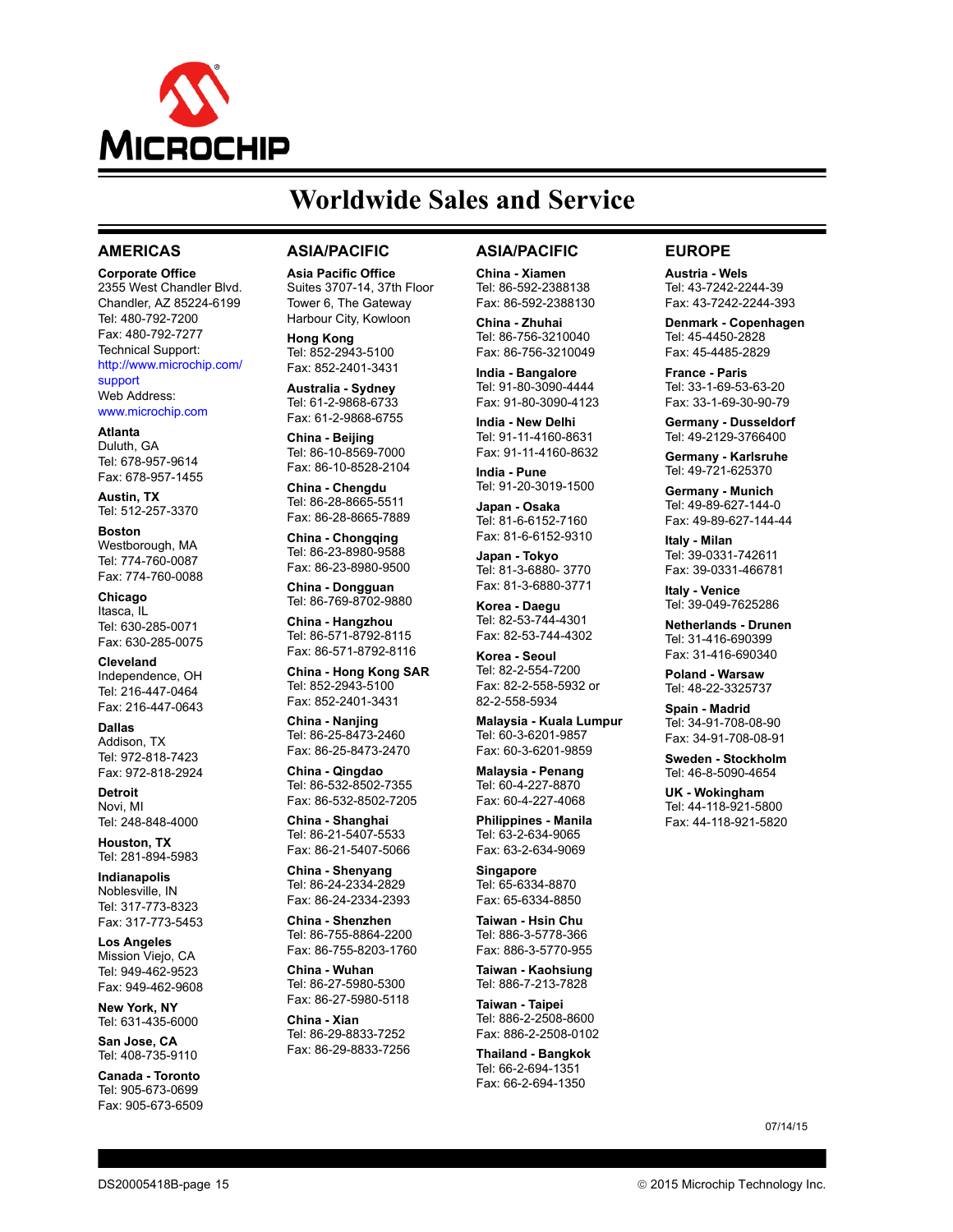# Worldwide Sales and Service

## AMERICAS

**Corporate Office**
2355 West Chandler Blvd.
Chandler, AZ 85224-6199
Tel: 480-792-7200
Fax: 480-792-7277
Technical Support:
http://www.microchip.com/support
Web Address:
www.microchip.com

**Atlanta**
Duluth, GA
Tel: 678-957-9614
Fax: 678-957-1455

**Austin, TX**
Tel: 512-257-3370

**Boston**
Westborough, MA
Tel: 774-760-0087
Fax: 774-760-0088

**Chicago**
Itasca, IL
Tel: 630-285-0071
Fax: 630-285-0075

**Cleveland**
Independence, OH
Tel: 216-447-0464
Fax: 216-447-0643

**Dallas**
Addison, TX
Tel: 972-818-7423
Fax: 972-818-2924

**Detroit**
Novi, MI
Tel: 248-848-4000

**Houston, TX**
Tel: 281-894-5983

**Indianapolis**
Noblesville, IN
Tel: 317-773-8323
Fax: 317-773-5453

**Los Angeles**
Mission Viejo, CA
Tel: 949-462-9523
Fax: 949-462-9608

**New York, NY**
Tel: 631-435-6000

**San Jose, CA**
Tel: 408-735-9110

**Canada - Toronto**
Tel: 905-673-0699
Fax: 905-673-6509

## ASIA/PACIFIC

**Asia Pacific Office**
Suites 3707-14, 37th Floor
Tower 6, The Gateway
Harbour City, Kowloon

**Hong Kong**
Tel: 852-2943-5100
Fax: 852-2401-3431

**Australia - Sydney**
Tel: 61-2-9868-6733
Fax: 61-2-9868-6755

**China - Beijing**
Tel: 86-10-8569-7000
Fax: 86-10-8528-2104

**China - Chengdu**
Tel: 86-28-8665-5511
Fax: 86-28-8665-7889

**China - Chongqing**
Tel: 86-23-8980-9588
Fax: 86-23-8980-9500

**China - Dongguan**
Tel: 86-769-8702-9880

**China - Hangzhou**
Tel: 86-571-8792-8115
Fax: 86-571-8792-8116

**China - Hong Kong SAR**
Tel: 852-2943-5100
Fax: 852-2401-3431

**China - Nanjing**
Tel: 86-25-8473-2460
Fax: 86-25-8473-2470

**China - Qingdao**
Tel: 86-532-8502-7355
Fax: 86-532-8502-7205

**China - Shanghai**
Tel: 86-21-5407-5533
Fax: 86-21-5407-5066

**China - Shenyang**
Tel: 86-24-2334-2829
Fax: 86-24-2334-2393

**China - Shenzhen**
Tel: 86-755-8864-2200
Fax: 86-755-8203-1760

**China - Wuhan**
Tel: 86-27-5980-5300
Fax: 86-27-5980-5118

**China - Xian**
Tel: 86-29-8833-7252
Fax: 86-29-8833-7256

## ASIA/PACIFIC

**China - Xiamen**
Tel: 86-592-2388138
Fax: 86-592-2388130

**China - Zhuhai**
Tel: 86-756-3210040
Fax: 86-756-3210049

**India - Bangalore**
Tel: 91-80-3090-4444
Fax: 91-80-3090-4123

**India - New Delhi**
Tel: 91-11-4160-8631
Fax: 91-11-4160-8632

**India - Pune**
Tel: 91-20-3019-1500

**Japan - Osaka**
Tel: 81-6-6152-7160
Fax: 81-6-6152-9310

**Japan - Tokyo**
Tel: 81-3-6880- 3770
Fax: 81-3-6880-3771

**Korea - Daegu**
Tel: 82-53-744-4301
Fax: 82-53-744-4302

**Korea - Seoul**
Tel: 82-2-554-7200
Fax: 82-2-558-5932 or
82-2-558-5934

**Malaysia - Kuala Lumpur**
Tel: 60-3-6201-9857
Fax: 60-3-6201-9859

**Malaysia - Penang**
Tel: 60-4-227-8870
Fax: 60-4-227-4068

**Philippines - Manila**
Tel: 63-2-634-9065
Fax: 63-2-634-9069

**Singapore**
Tel: 65-6334-8870
Fax: 65-6334-8850

**Taiwan - Hsin Chu**
Tel: 886-3-5778-366
Fax: 886-3-5770-955

**Taiwan - Kaohsiung**
Tel: 886-7-213-7828

**Taiwan - Taipei**
Tel: 886-2-2508-8600
Fax: 886-2-2508-0102

**Thailand - Bangkok**
Tel: 66-2-694-1351
Fax: 66-2-694-1350

## EUROPE

**Austria - Wels**
Tel: 43-7242-2244-39
Fax: 43-7242-2244-393

**Denmark - Copenhagen**
Tel: 45-4450-2828
Fax: 45-4485-2829

**France - Paris**
Tel: 33-1-69-53-63-20
Fax: 33-1-69-30-90-79

**Germany - Dusseldorf**
Tel: 49-2129-3766400

**Germany - Karlsruhe**
Tel: 49-721-625370

**Germany - Munich**
Tel: 49-89-627-144-0
Fax: 49-89-627-144-44

**Italy - Milan**
Tel: 39-0331-742611
Fax: 39-0331-466781

**Italy - Venice**
Tel: 39-049-7625286

**Netherlands - Drunen**
Tel: 31-416-690399
Fax: 31-416-690340

**Poland - Warsaw**
Tel: 48-22-3325737

**Spain - Madrid**
Tel: 34-91-708-08-90
Fax: 34-91-708-08-91

**Sweden - Stockholm**
Tel: 46-8-5090-4654

**UK - Wokingham**
Tel: 44-118-921-5800
Fax: 44-118-921-5820

07/14/15